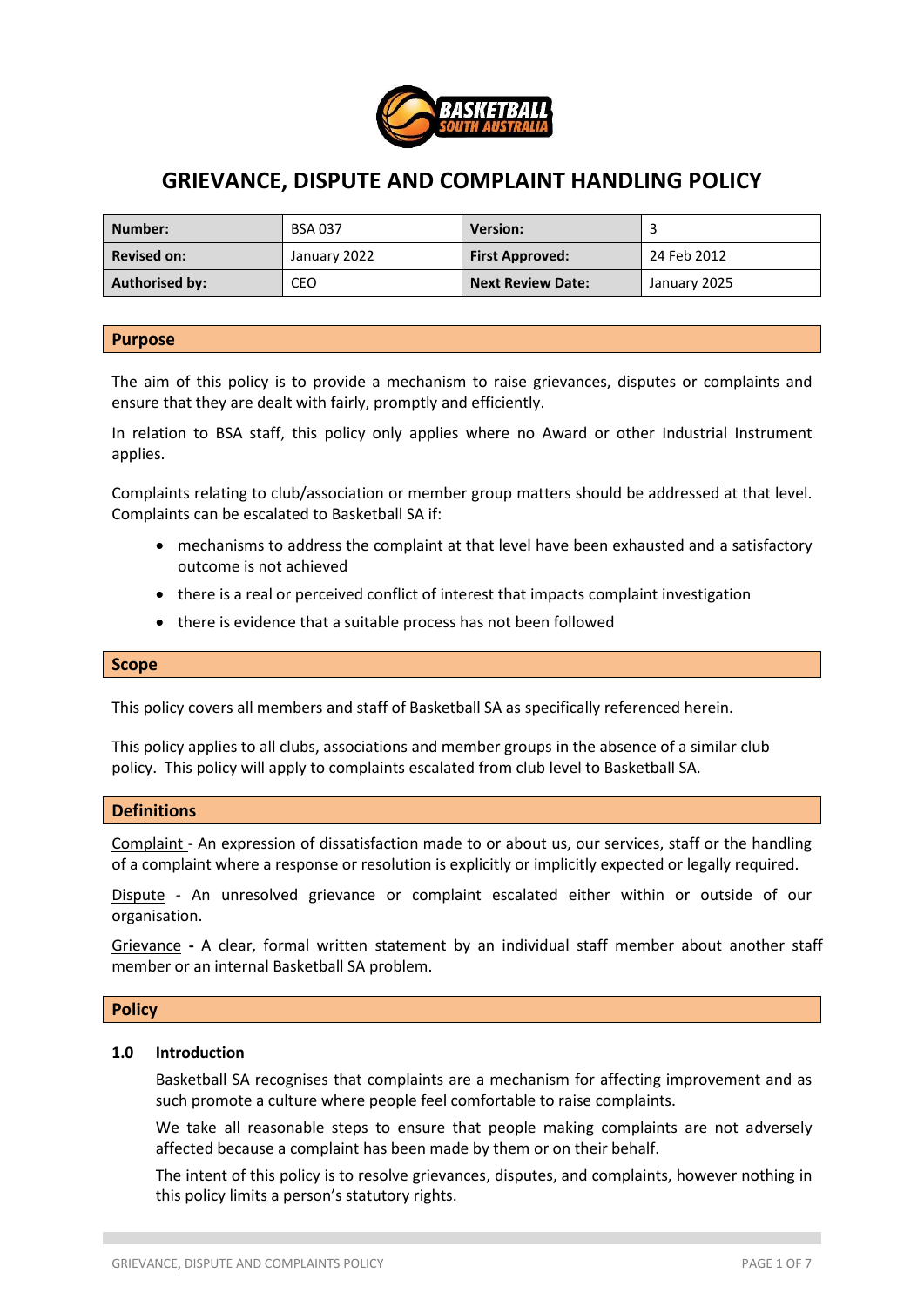# GRIEVANCE, DISPUTE AND COMPLAINT HANDLING POLICY

| **Number:** | BSA 037 | **Version:** | 3 |
|---|---|---|---|
| **Revised on:** | January 2022 | **First Approved:** | 24 Feb 2012 |
| **Authorised by:** | CEO | **Next Review Date:** | January 2025 |

## Purpose

The aim of this policy is to provide a mechanism to raise grievances, disputes or complaints and ensure that they are dealt with fairly, promptly and efficiently.

In relation to BSA staff, this policy only applies where no Award or other Industrial Instrument applies.

Complaints relating to club/association or member group matters should be addressed at that level. Complaints can be escalated to Basketball SA if:

- mechanisms to address the complaint at that level have been exhausted and a satisfactory outcome is not achieved
- there is a real or perceived conflict of interest that impacts complaint investigation
- there is evidence that a suitable process has not been followed

## Scope

This policy covers all members and staff of Basketball SA as specifically referenced herein.

This policy applies to all clubs, associations and member groups in the absence of a similar club policy. This policy will apply to complaints escalated from club level to Basketball SA.

## Definitions

Complaint - An expression of dissatisfaction made to or about us, our services, staff or the handling of a complaint where a response or resolution is explicitly or implicitly expected or legally required.

Dispute - An unresolved grievance or complaint escalated either within or outside of our organisation.

Grievance **-** A clear, formal written statement by an individual staff member about another staff member or an internal Basketball SA problem.

## Policy

### 1.0 Introduction

Basketball SA recognises that complaints are a mechanism for affecting improvement and as such promote a culture where people feel comfortable to raise complaints.

We take all reasonable steps to ensure that people making complaints are not adversely affected because a complaint has been made by them or on their behalf.

The intent of this policy is to resolve grievances, disputes, and complaints, however nothing in this policy limits a person's statutory rights.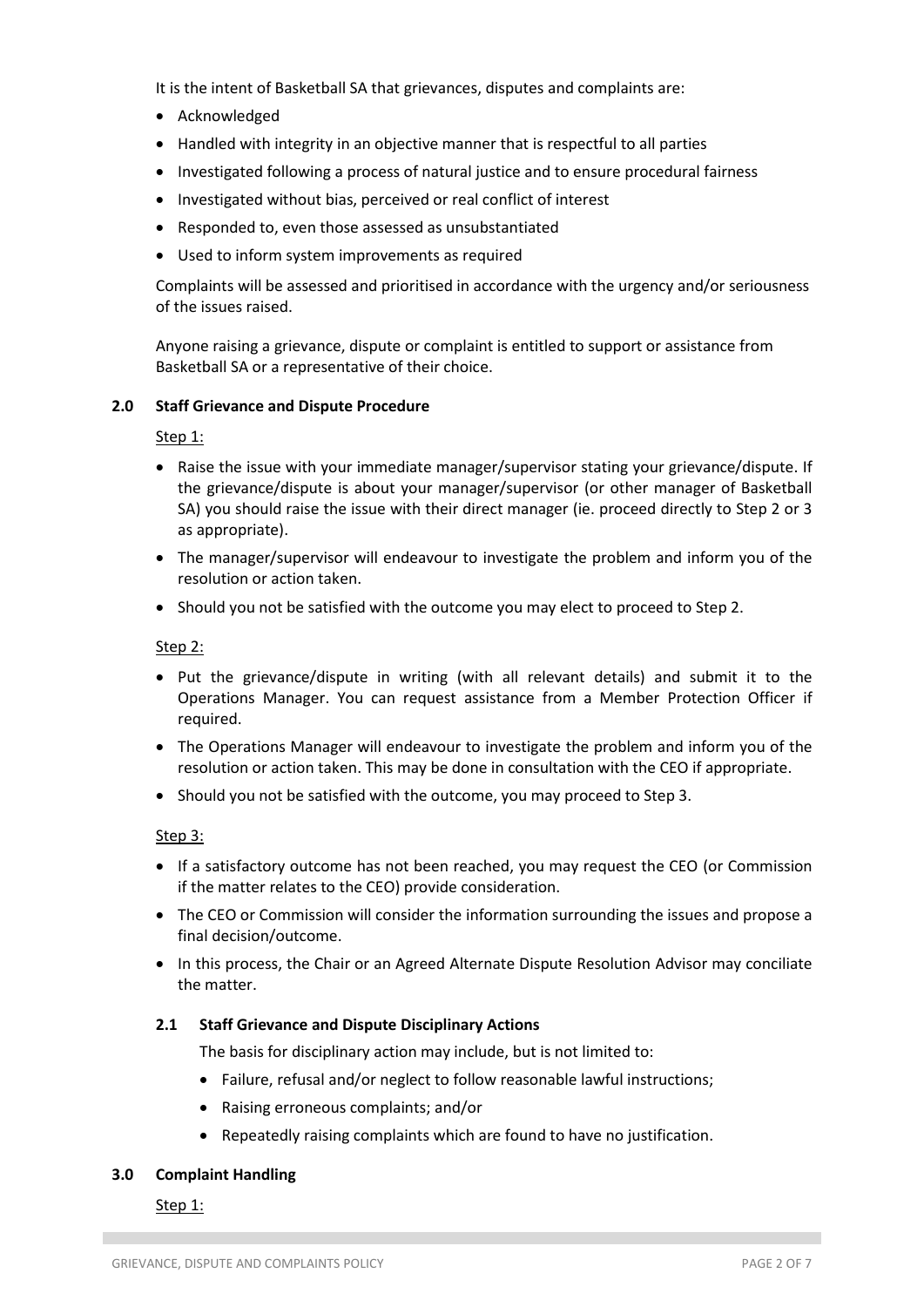It is the intent of Basketball SA that grievances, disputes and complaints are:

- Acknowledged
- Handled with integrity in an objective manner that is respectful to all parties
- Investigated following a process of natural justice and to ensure procedural fairness
- Investigated without bias, perceived or real conflict of interest
- Responded to, even those assessed as unsubstantiated
- Used to inform system improvements as required

Complaints will be assessed and prioritised in accordance with the urgency and/or seriousness of the issues raised.

Anyone raising a grievance, dispute or complaint is entitled to support or assistance from Basketball SA or a representative of their choice.

## 2.0 Staff Grievance and Dispute Procedure

Step 1:

- Raise the issue with your immediate manager/supervisor stating your grievance/dispute. If the grievance/dispute is about your manager/supervisor (or other manager of Basketball SA) you should raise the issue with their direct manager (ie. proceed directly to Step 2 or 3 as appropriate).
- The manager/supervisor will endeavour to investigate the problem and inform you of the resolution or action taken.
- Should you not be satisfied with the outcome you may elect to proceed to Step 2.

Step 2:

- Put the grievance/dispute in writing (with all relevant details) and submit it to the Operations Manager. You can request assistance from a Member Protection Officer if required.
- The Operations Manager will endeavour to investigate the problem and inform you of the resolution or action taken. This may be done in consultation with the CEO if appropriate.
- Should you not be satisfied with the outcome, you may proceed to Step 3.

Step 3:

- If a satisfactory outcome has not been reached, you may request the CEO (or Commission if the matter relates to the CEO) provide consideration.
- The CEO or Commission will consider the information surrounding the issues and propose a final decision/outcome.
- In this process, the Chair or an Agreed Alternate Dispute Resolution Advisor may conciliate the matter.

### 2.1 Staff Grievance and Dispute Disciplinary Actions

The basis for disciplinary action may include, but is not limited to:

- Failure, refusal and/or neglect to follow reasonable lawful instructions;
- Raising erroneous complaints; and/or
- Repeatedly raising complaints which are found to have no justification.

## 3.0 Complaint Handling

Step 1: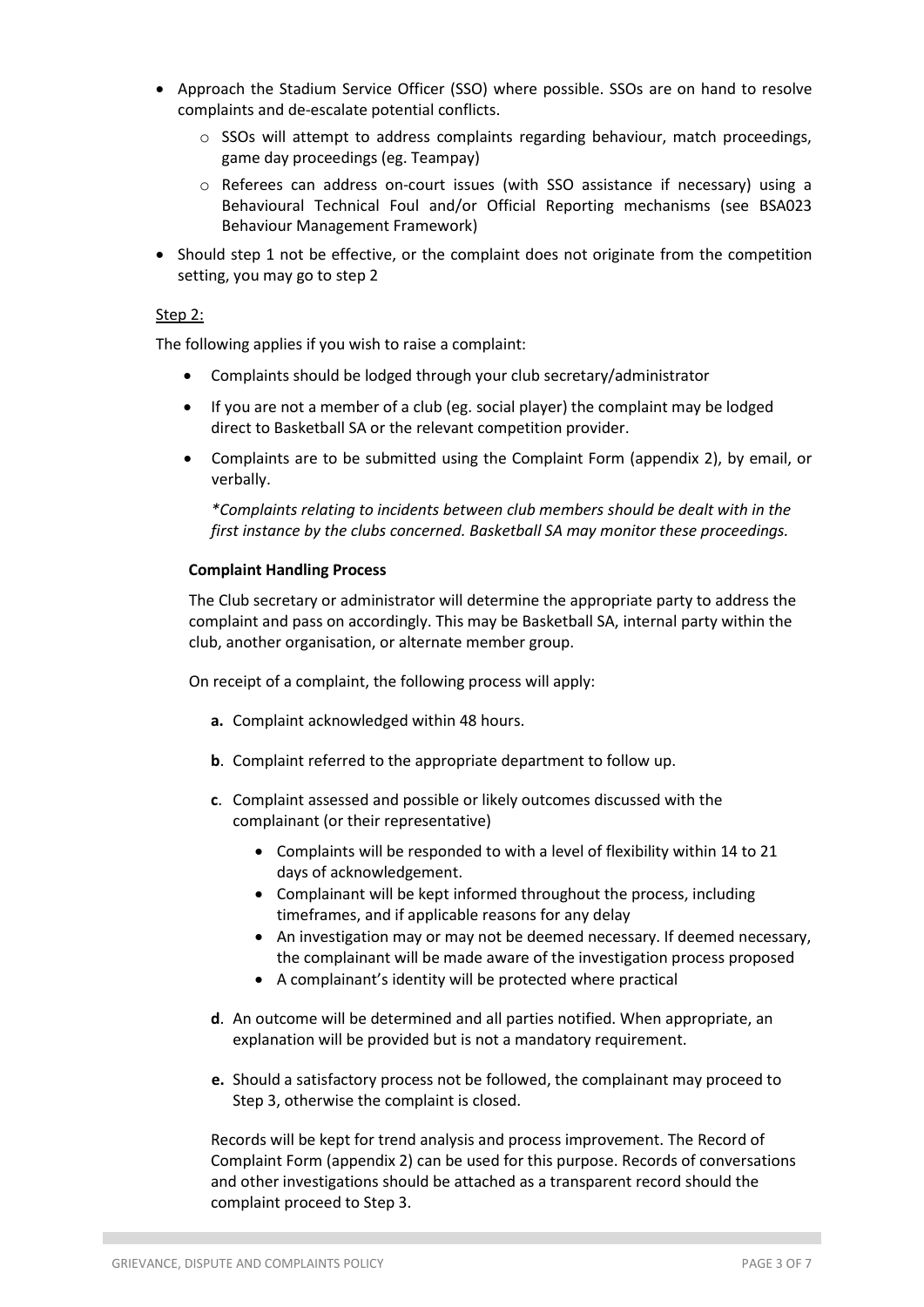- Approach the Stadium Service Officer (SSO) where possible. SSOs are on hand to resolve complaints and de-escalate potential conflicts.
    - SSOs will attempt to address complaints regarding behaviour, match proceedings, game day proceedings (eg. Teampay)
    - Referees can address on-court issues (with SSO assistance if necessary) using a Behavioural Technical Foul and/or Official Reporting mechanisms (see BSA023 Behaviour Management Framework)
- Should step 1 not be effective, or the complaint does not originate from the competition setting, you may go to step 2

Step 2:

The following applies if you wish to raise a complaint:

- Complaints should be lodged through your club secretary/administrator
- If you are not a member of a club (eg. social player) the complaint may be lodged direct to Basketball SA or the relevant competition provider.
- Complaints are to be submitted using the Complaint Form (appendix 2), by email, or verbally.

*\*Complaints relating to incidents between club members should be dealt with in the first instance by the clubs concerned. Basketball SA may monitor these proceedings.*

**Complaint Handling Process**

The Club secretary or administrator will determine the appropriate party to address the complaint and pass on accordingly. This may be Basketball SA, internal party within the club, another organisation, or alternate member group.

On receipt of a complaint, the following process will apply:

**a.** Complaint acknowledged within 48 hours.

**b**. Complaint referred to the appropriate department to follow up.

**c**. Complaint assessed and possible or likely outcomes discussed with the complainant (or their representative)

- Complaints will be responded to with a level of flexibility within 14 to 21 days of acknowledgement.
- Complainant will be kept informed throughout the process, including timeframes, and if applicable reasons for any delay
- An investigation may or may not be deemed necessary. If deemed necessary, the complainant will be made aware of the investigation process proposed
- A complainant's identity will be protected where practical

**d**. An outcome will be determined and all parties notified. When appropriate, an explanation will be provided but is not a mandatory requirement.

**e.** Should a satisfactory process not be followed, the complainant may proceed to Step 3, otherwise the complaint is closed.

Records will be kept for trend analysis and process improvement. The Record of Complaint Form (appendix 2) can be used for this purpose. Records of conversations and other investigations should be attached as a transparent record should the complaint proceed to Step 3.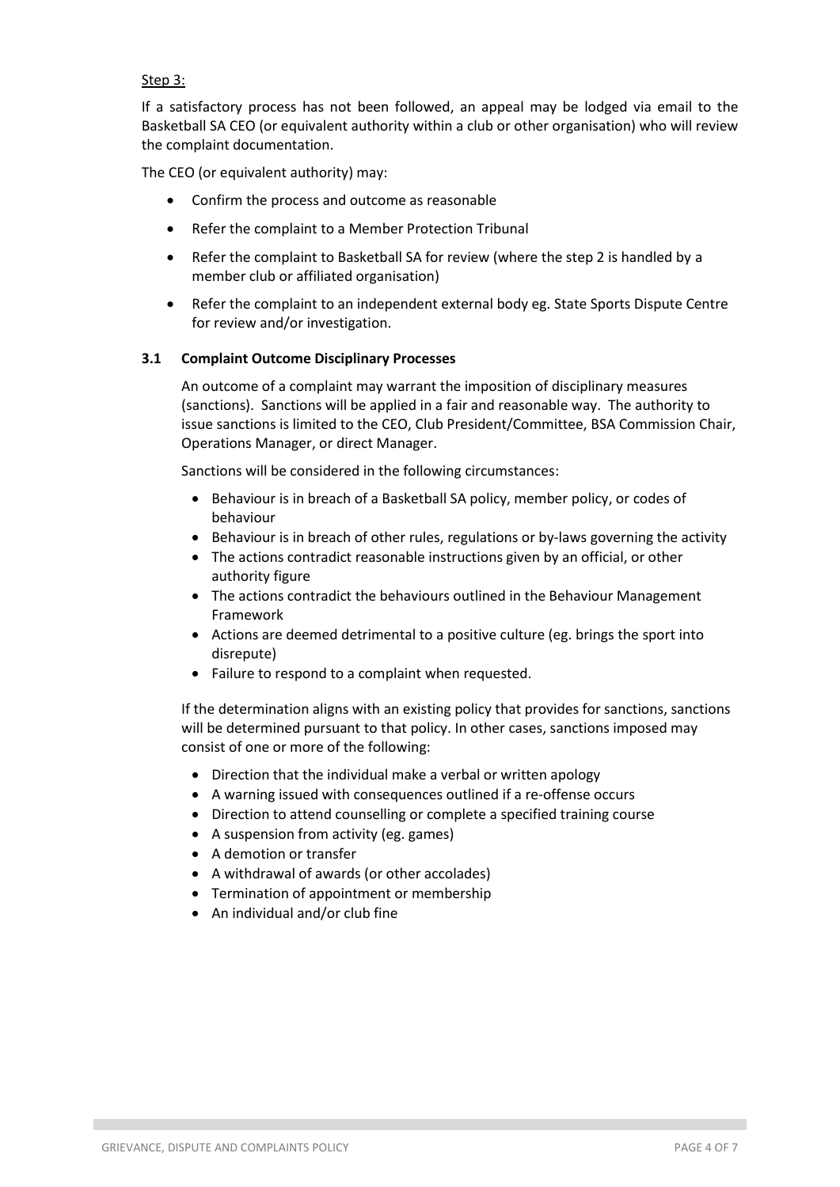Step 3:

If a satisfactory process has not been followed, an appeal may be lodged via email to the Basketball SA CEO (or equivalent authority within a club or other organisation) who will review the complaint documentation.

The CEO (or equivalent authority) may:

- Confirm the process and outcome as reasonable
- Refer the complaint to a Member Protection Tribunal
- Refer the complaint to Basketball SA for review (where the step 2 is handled by a member club or affiliated organisation)
- Refer the complaint to an independent external body eg. State Sports Dispute Centre for review and/or investigation.

### 3.1 Complaint Outcome Disciplinary Processes

An outcome of a complaint may warrant the imposition of disciplinary measures (sanctions). Sanctions will be applied in a fair and reasonable way. The authority to issue sanctions is limited to the CEO, Club President/Committee, BSA Commission Chair, Operations Manager, or direct Manager.

Sanctions will be considered in the following circumstances:

- Behaviour is in breach of a Basketball SA policy, member policy, or codes of behaviour
- Behaviour is in breach of other rules, regulations or by-laws governing the activity
- The actions contradict reasonable instructions given by an official, or other authority figure
- The actions contradict the behaviours outlined in the Behaviour Management Framework
- Actions are deemed detrimental to a positive culture (eg. brings the sport into disrepute)
- Failure to respond to a complaint when requested.

If the determination aligns with an existing policy that provides for sanctions, sanctions will be determined pursuant to that policy. In other cases, sanctions imposed may consist of one or more of the following:

- Direction that the individual make a verbal or written apology
- A warning issued with consequences outlined if a re-offense occurs
- Direction to attend counselling or complete a specified training course
- A suspension from activity (eg. games)
- A demotion or transfer
- A withdrawal of awards (or other accolades)
- Termination of appointment or membership
- An individual and/or club fine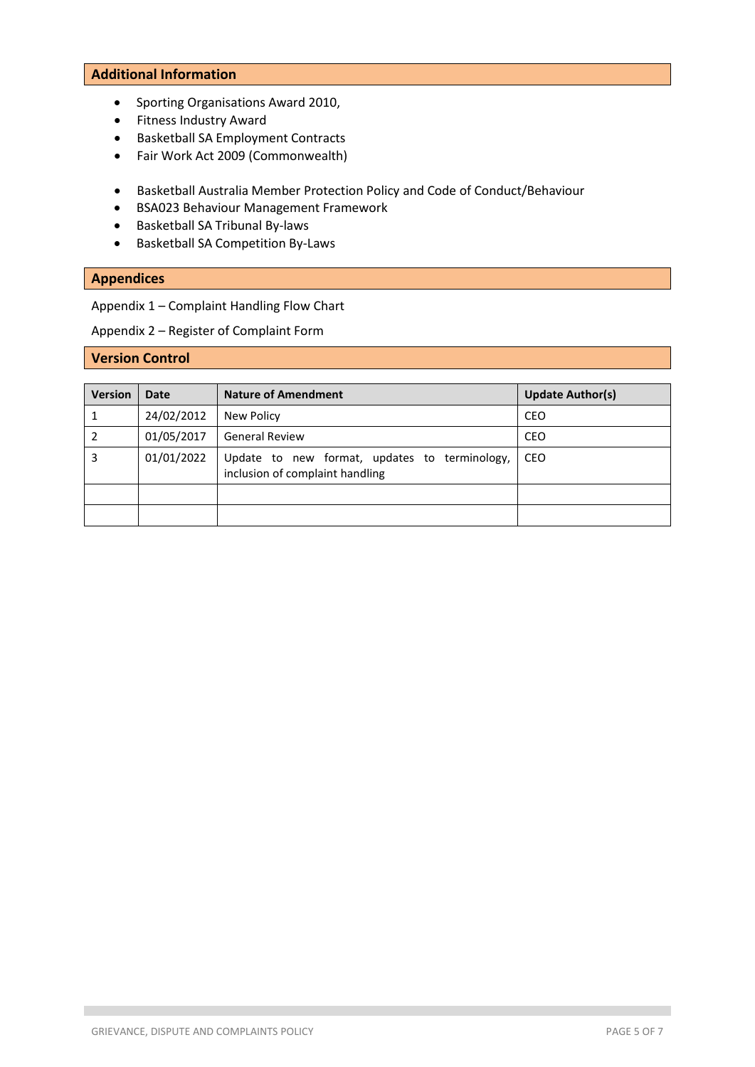## Additional Information

- Sporting Organisations Award 2010,
- Fitness Industry Award
- Basketball SA Employment Contracts
- Fair Work Act 2009 (Commonwealth)

- Basketball Australia Member Protection Policy and Code of Conduct/Behaviour
- BSA023 Behaviour Management Framework
- Basketball SA Tribunal By-laws
- Basketball SA Competition By-Laws

## Appendices

Appendix 1 – Complaint Handling Flow Chart

Appendix 2 – Register of Complaint Form

## Version Control

| Version | Date | Nature of Amendment | Update Author(s) |
|---|---|---|---|
| 1 | 24/02/2012 | New Policy | CEO |
| 2 | 01/05/2017 | General Review | CEO |
| 3 | 01/01/2022 | Update to new format, updates to terminology, inclusion of complaint handling | CEO |
| | | | |
| | | | |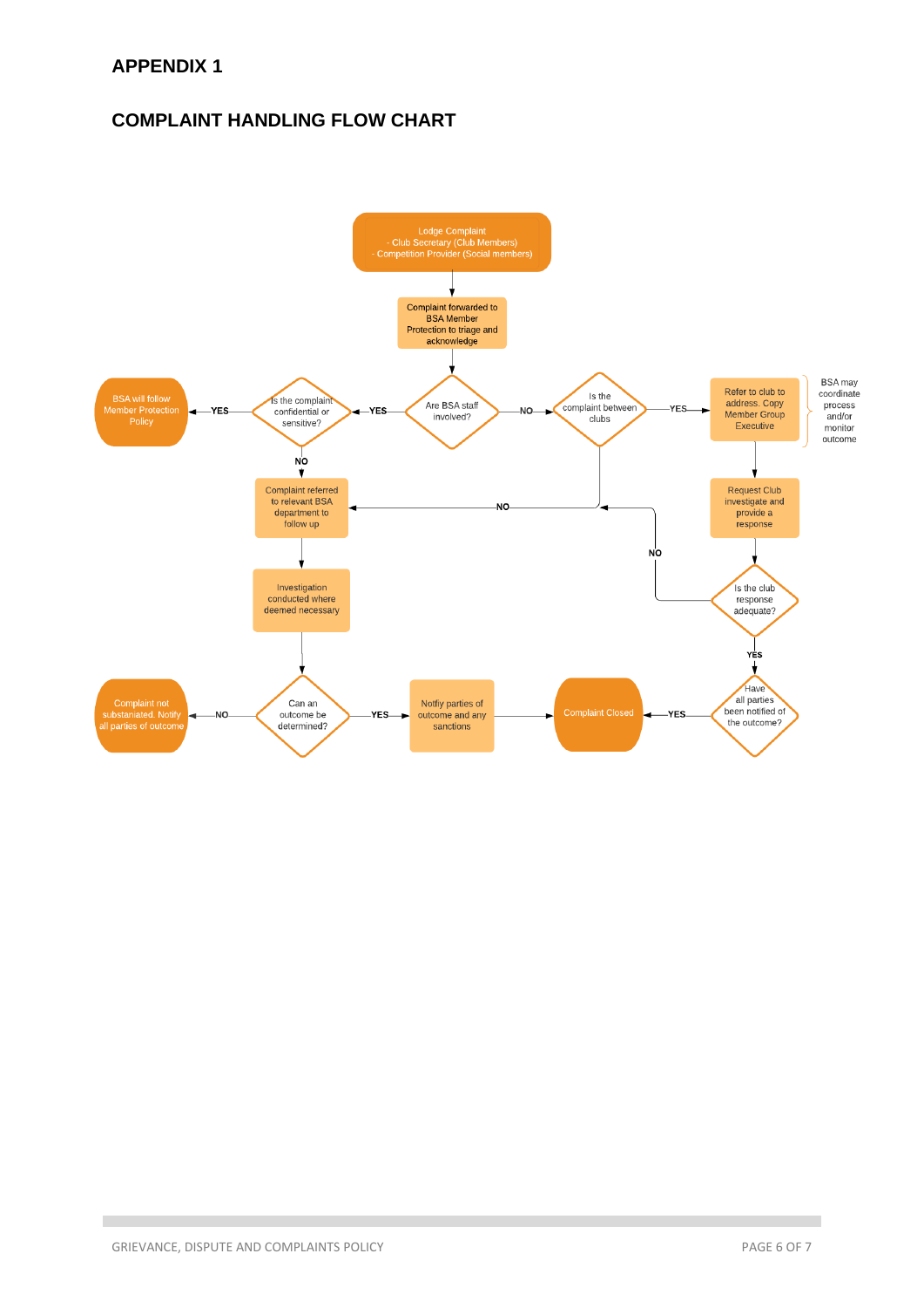# APPENDIX 1

## COMPLAINT HANDLING FLOW CHART

Lodge Complaint
- Club Secretary (Club Members)
- Competition Provider (Social members)

Complaint forwarded to BSA Member Protection to triage and acknowledge

Are BSA staff involved?

- YES → Is the complaint confidential or sensitive?
  - YES → BSA will follow Member Protection Policy
  - NO → Complaint referred to relevant BSA department to follow up
- NO → Is the complaint between clubs
  - NO → Complaint referred to relevant BSA department to follow up
  - YES → Refer to club to address. Copy Member Group Executive (BSA may coordinate process and/or monitor outcome)
    - Request Club investigate and provide a response
    - Is the club response adequate?
      - NO → Complaint referred to relevant BSA department to follow up
      - YES → Have all parties been notified of the outcome?
        - YES → Complaint Closed

Complaint referred to relevant BSA department to follow up

Investigation conducted where deemed necessary

Can an outcome be determined?

- NO → Complaint not substantiated. Notify all parties of outcome
- YES → Notify parties of outcome and any sanctions → Complaint Closed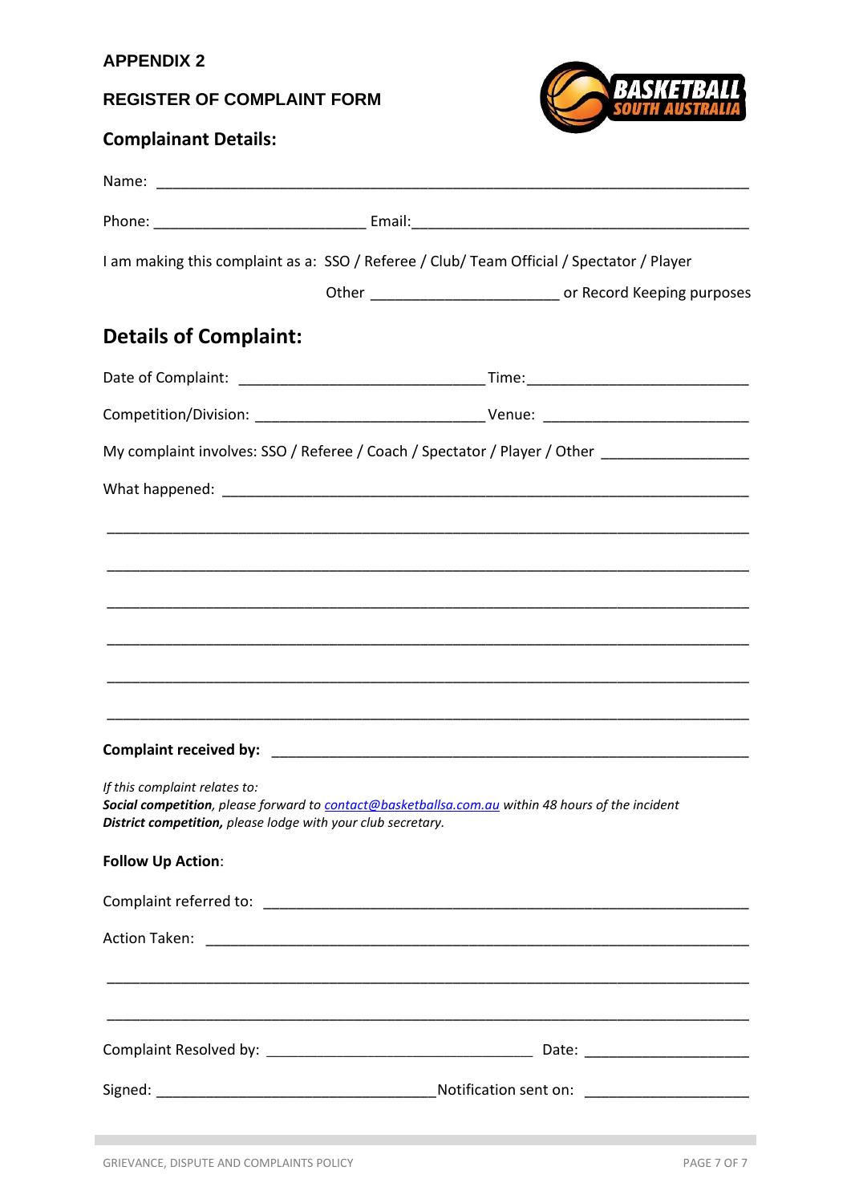# APPENDIX 2

## REGISTER OF COMPLAINT FORM

### Complainant Details:

Name: ______________________________________________________________________

Phone: _________________________ Email: ________________________________________

I am making this complaint as a: SSO / Referee / Club/ Team Official / Spectator / Player

Other ______________________ or Record Keeping purposes

## Details of Complaint:

Date of Complaint: _____________________________ Time: __________________________

Competition/Division: ___________________________ Venue: ________________________

My complaint involves: SSO / Referee / Coach / Spectator / Player / Other _________________

What happened: ______________________________________________________________

_____________________________________________________________________________

_____________________________________________________________________________

_____________________________________________________________________________

_____________________________________________________________________________

_____________________________________________________________________________

_____________________________________________________________________________

**Complaint received by:** __________________________________________________________

*If this complaint relates to:*
***Social competition**, please forward to [contact@basketballsa.com.au](mailto:contact@basketballsa.com.au) within 48 hours of the incident*
***District competition,** please lodge with your club secretary.*

**Follow Up Action**:

Complaint referred to: ___________________________________________________________

Action Taken: _________________________________________________________________

_____________________________________________________________________________

_____________________________________________________________________________

Complaint Resolved by: _______________________________ Date: ___________________

Signed: ________________________________ Notification sent on: ___________________